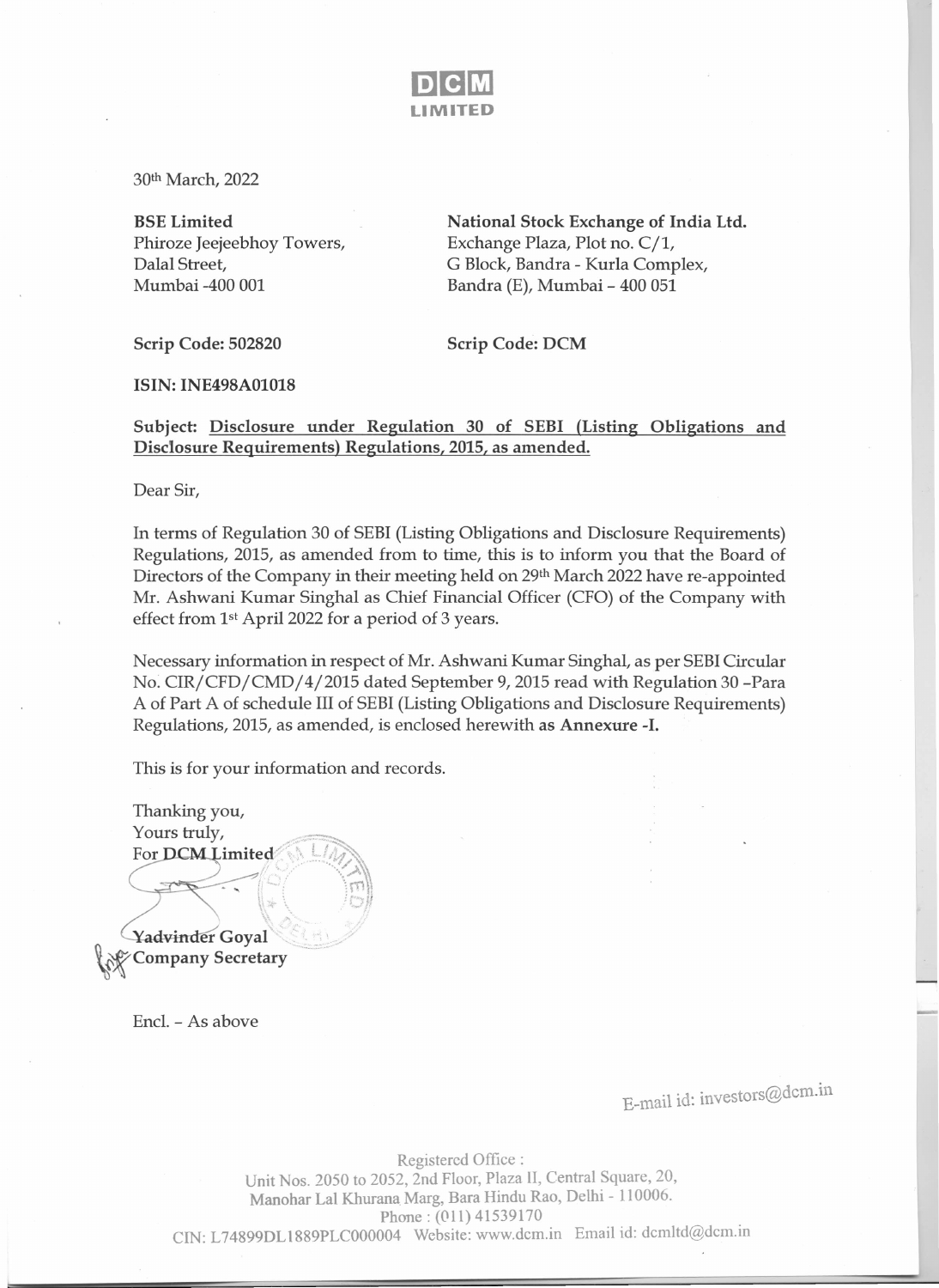# DCM LIMITED

30th March, 2022

**BSE Limited**
Phiroze Jeejeebhoy Towers,
Dalal Street,
Mumbai -400 001

**Scrip Code: 502820**

**National Stock Exchange of India Ltd.**
Exchange Plaza, Plot no. C/1,
G Block, Bandra - Kurla Complex,
Bandra (E), Mumbai – 400 051

**Scrip Code: DCM**

**ISIN: INE498A01018**

**Subject: Disclosure under Regulation 30 of SEBI (Listing Obligations and Disclosure Requirements) Regulations, 2015, as amended.**

Dear Sir,

In terms of Regulation 30 of SEBI (Listing Obligations and Disclosure Requirements) Regulations, 2015, as amended from to time, this is to inform you that the Board of Directors of the Company in their meeting held on 29th March 2022 have re-appointed Mr. Ashwani Kumar Singhal as Chief Financial Officer (CFO) of the Company with effect from 1st April 2022 for a period of 3 years.

Necessary information in respect of Mr. Ashwani Kumar Singhal, as per SEBI Circular No. CIR/CFD/CMD/4/2015 dated September 9, 2015 read with Regulation 30 –Para A of Part A of schedule III of SEBI (Listing Obligations and Disclosure Requirements) Regulations, 2015, as amended, is enclosed herewith **as Annexure -I.**

This is for your information and records.

Thanking you,
Yours truly,
For **DCM Limited**

**Yadvinder Goyal**
**Company Secretary**

Encl. – As above

E-mail id: investors@dcm.in

Registered Office :
Unit Nos. 2050 to 2052, 2nd Floor, Plaza II, Central Square, 20,
Manohar Lal Khurana Marg, Bara Hindu Rao, Delhi - 110006.
Phone : (011) 41539170
CIN: L74899DL1889PLC000004 Website: www.dcm.in Email id: dcmltd@dcm.in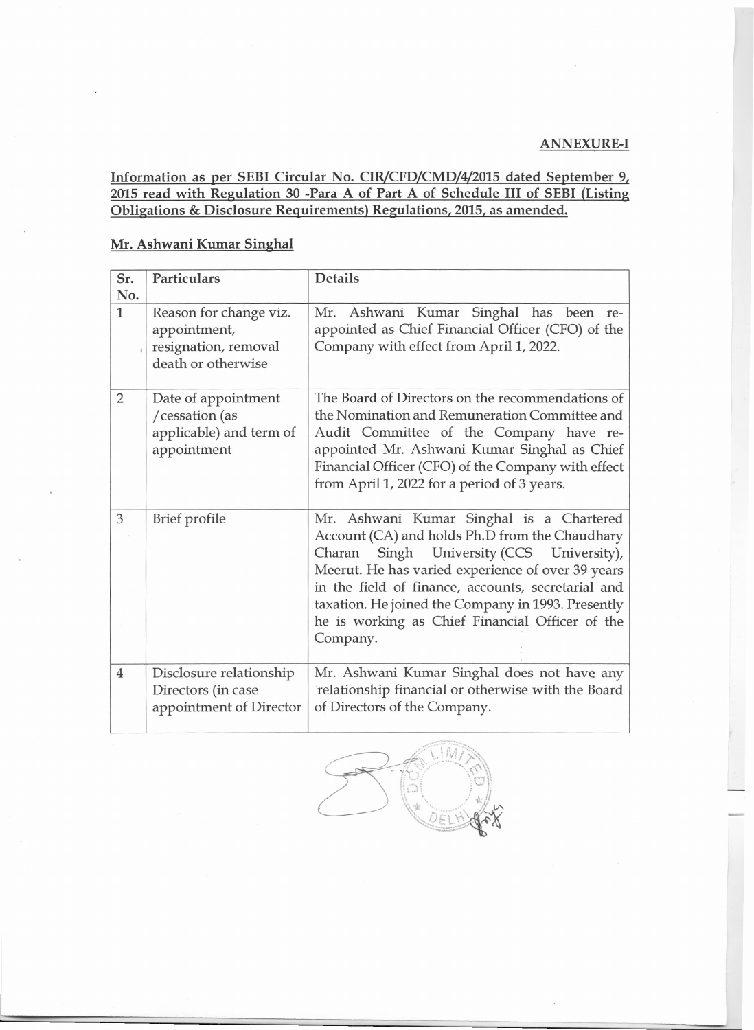**ANNEXURE-I**

**Information as per SEBI Circular No. CIR/CFD/CMD/4/2015 dated September 9, 2015 read with Regulation 30 -Para A of Part A of Schedule III of SEBI (Listing Obligations & Disclosure Requirements) Regulations, 2015, as amended.**

**Mr. Ashwani Kumar Singhal**

| Sr. No. | Particulars | Details |
|---|---|---|
| 1 | Reason for change viz. appointment, resignation, removal death or otherwise | Mr. Ashwani Kumar Singhal has been re-appointed as Chief Financial Officer (CFO) of the Company with effect from April 1, 2022. |
| 2 | Date of appointment /cessation (as applicable) and term of appointment | The Board of Directors on the recommendations of the Nomination and Remuneration Committee and Audit Committee of the Company have re-appointed Mr. Ashwani Kumar Singhal as Chief Financial Officer (CFO) of the Company with effect from April 1, 2022 for a period of 3 years. |
| 3 | Brief profile | Mr. Ashwani Kumar Singhal is a Chartered Account (CA) and holds Ph.D from the Chaudhary Charan Singh University (CCS University), Meerut. He has varied experience of over 39 years in the field of finance, accounts, secretarial and taxation. He joined the Company in 1993. Presently he is working as Chief Financial Officer of the Company. |
| 4 | Disclosure relationship Directors (in case appointment of Director | Mr. Ashwani Kumar Singhal does not have any relationship financial or otherwise with the Board of Directors of the Company. |